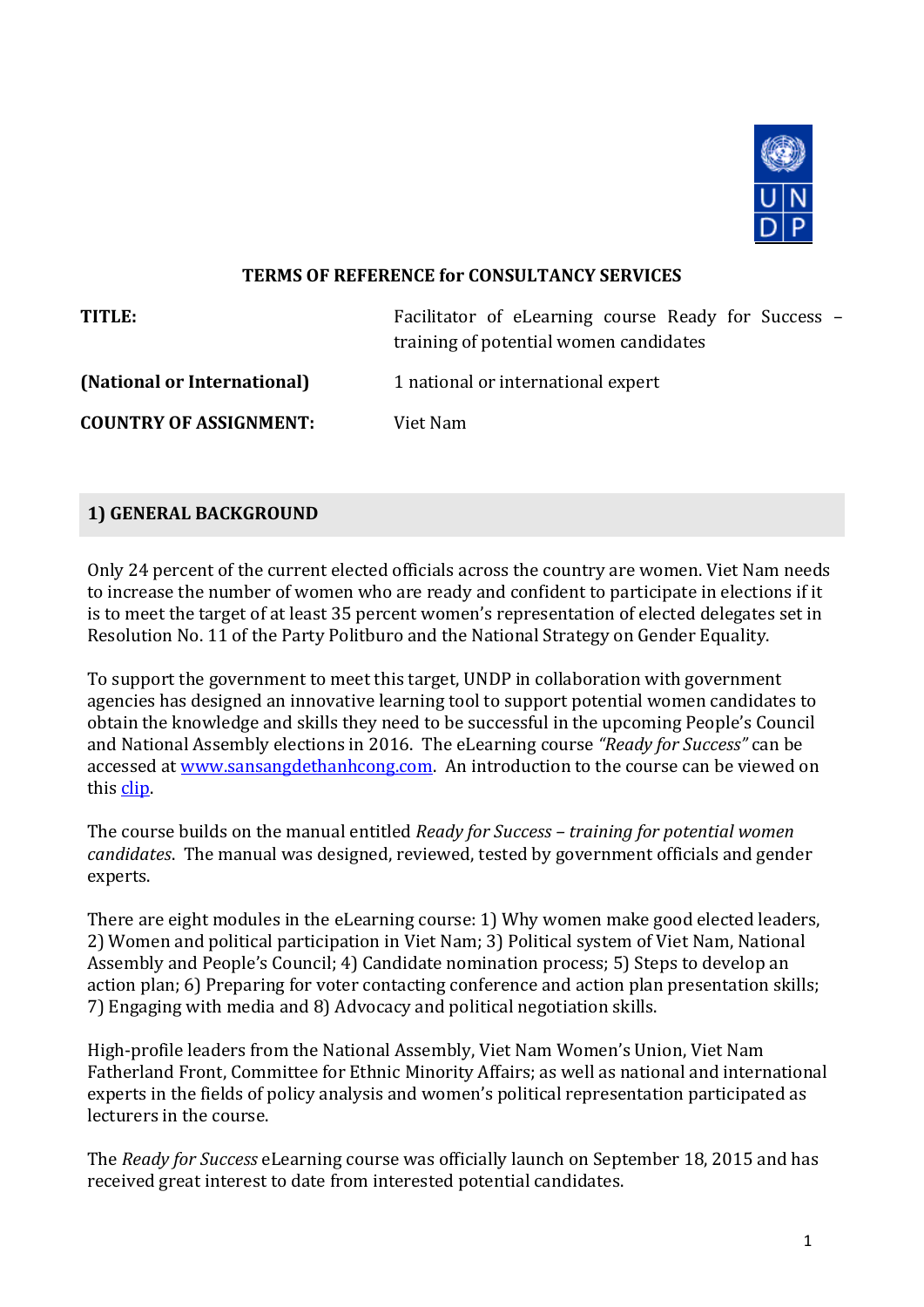**TERMS OF REFERENCE for CONSULTANCY SERVICES**

| | |
|---|---|
| **TITLE:** | Facilitator of eLearning course Ready for Success – training of potential women candidates |
| **(National or International)** | 1 national or international expert |
| **COUNTRY OF ASSIGNMENT:** | Viet Nam |

## 1) GENERAL BACKGROUND

Only 24 percent of the current elected officials across the country are women. Viet Nam needs to increase the number of women who are ready and confident to participate in elections if it is to meet the target of at least 35 percent women's representation of elected delegates set in Resolution No. 11 of the Party Politburo and the National Strategy on Gender Equality.

To support the government to meet this target, UNDP in collaboration with government agencies has designed an innovative learning tool to support potential women candidates to obtain the knowledge and skills they need to be successful in the upcoming People's Council and National Assembly elections in 2016. The eLearning course *"Ready for Success"* can be accessed at [www.sansangdethanhcong.com](www.sansangdethanhcong.com). An introduction to the course can be viewed on this clip.

The course builds on the manual entitled *Ready for Success – training for potential women candidates*. The manual was designed, reviewed, tested by government officials and gender experts.

There are eight modules in the eLearning course: 1) Why women make good elected leaders, 2) Women and political participation in Viet Nam; 3) Political system of Viet Nam, National Assembly and People's Council; 4) Candidate nomination process; 5) Steps to develop an action plan; 6) Preparing for voter contacting conference and action plan presentation skills; 7) Engaging with media and 8) Advocacy and political negotiation skills.

High-profile leaders from the National Assembly, Viet Nam Women's Union, Viet Nam Fatherland Front, Committee for Ethnic Minority Affairs; as well as national and international experts in the fields of policy analysis and women's political representation participated as lecturers in the course.

The *Ready for Success* eLearning course was officially launch on September 18, 2015 and has received great interest to date from interested potential candidates.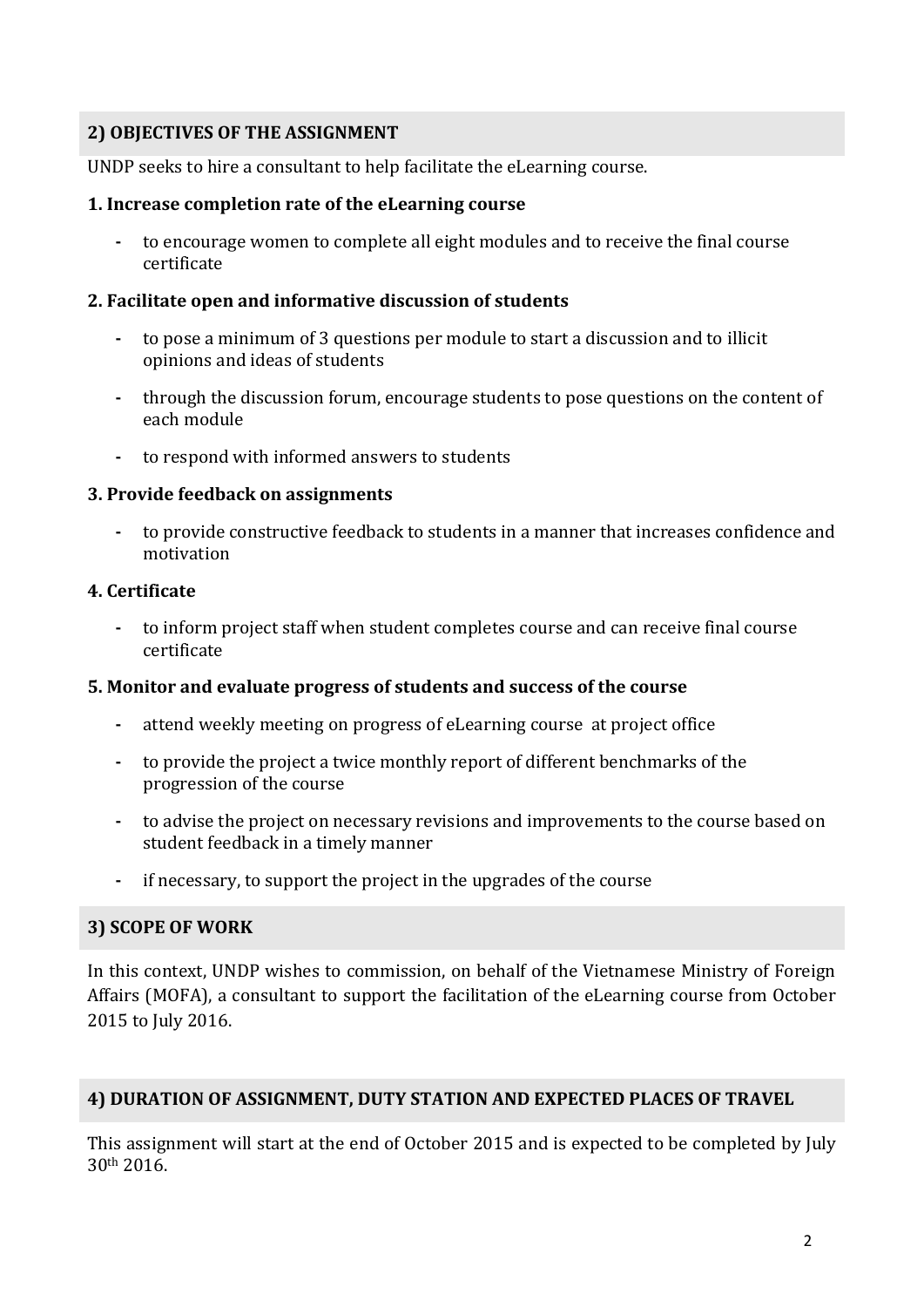## 2) OBJECTIVES OF THE ASSIGNMENT

UNDP seeks to hire a consultant to help facilitate the eLearning course.

### 1. Increase completion rate of the eLearning course

- to encourage women to complete all eight modules and to receive the final course certificate

### 2. Facilitate open and informative discussion of students

- to pose a minimum of 3 questions per module to start a discussion and to illicit opinions and ideas of students
- through the discussion forum, encourage students to pose questions on the content of each module
- to respond with informed answers to students

### 3. Provide feedback on assignments

- to provide constructive feedback to students in a manner that increases confidence and motivation

### 4. Certificate

- to inform project staff when student completes course and can receive final course certificate

### 5. Monitor and evaluate progress of students and success of the course

- attend weekly meeting on progress of eLearning course at project office
- to provide the project a twice monthly report of different benchmarks of the progression of the course
- to advise the project on necessary revisions and improvements to the course based on student feedback in a timely manner
- if necessary, to support the project in the upgrades of the course

## 3) SCOPE OF WORK

In this context, UNDP wishes to commission, on behalf of the Vietnamese Ministry of Foreign Affairs (MOFA), a consultant to support the facilitation of the eLearning course from October 2015 to July 2016.

## 4) DURATION OF ASSIGNMENT, DUTY STATION AND EXPECTED PLACES OF TRAVEL

This assignment will start at the end of October 2015 and is expected to be completed by July 30th 2016.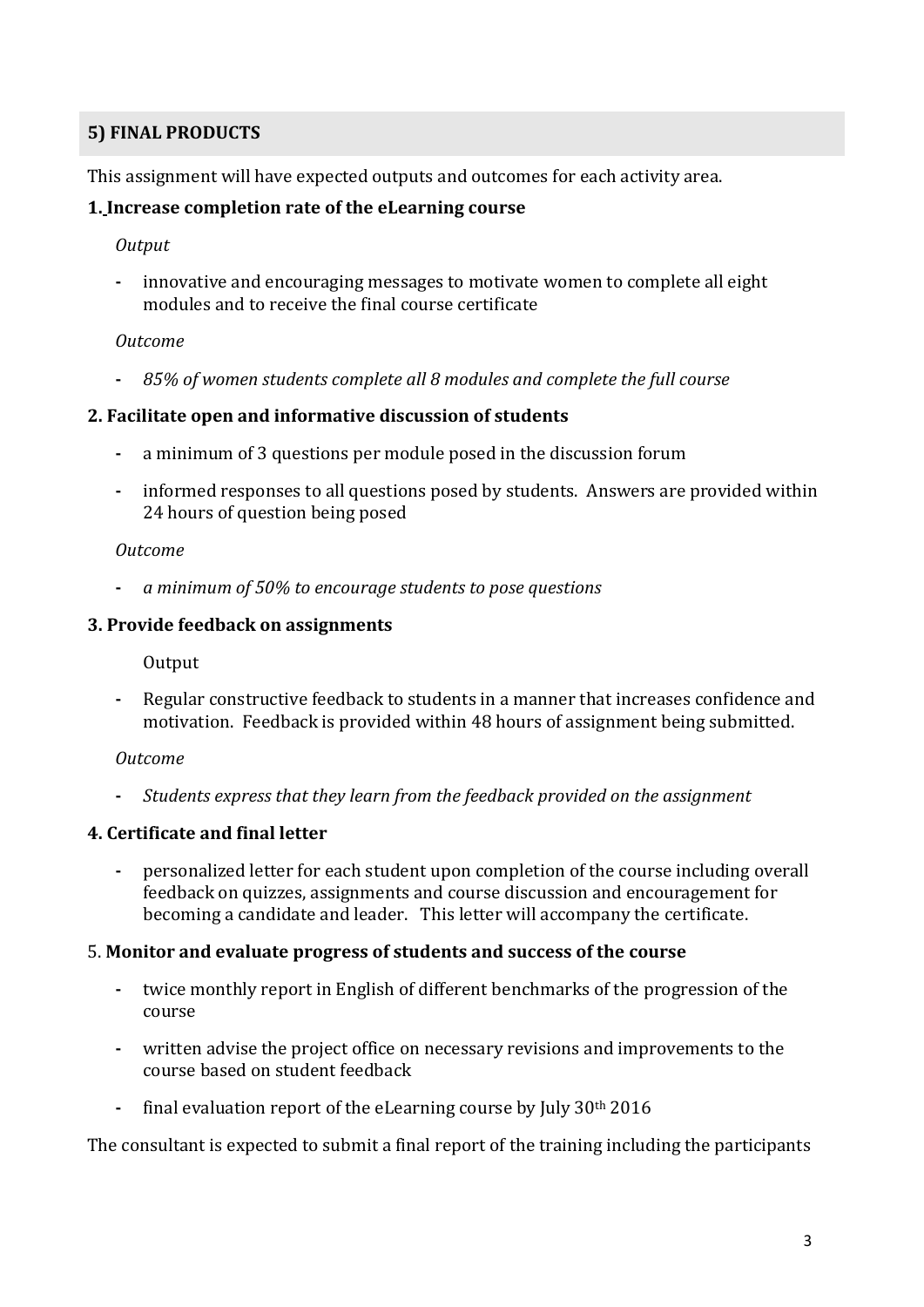## 5) FINAL PRODUCTS

This assignment will have expected outputs and outcomes for each activity area.

### 1. Increase completion rate of the eLearning course

*Output*

- innovative and encouraging messages to motivate women to complete all eight modules and to receive the final course certificate

*Outcome*

- *85% of women students complete all 8 modules and complete the full course*

### 2. Facilitate open and informative discussion of students

- a minimum of 3 questions per module posed in the discussion forum
- informed responses to all questions posed by students. Answers are provided within 24 hours of question being posed

*Outcome*

- *a minimum of 50% to encourage students to pose questions*

### 3. Provide feedback on assignments

Output

- Regular constructive feedback to students in a manner that increases confidence and motivation. Feedback is provided within 48 hours of assignment being submitted.

*Outcome*

- *Students express that they learn from the feedback provided on the assignment*

### 4. Certificate and final letter

- personalized letter for each student upon completion of the course including overall feedback on quizzes, assignments and course discussion and encouragement for becoming a candidate and leader. This letter will accompany the certificate.

### 5. Monitor and evaluate progress of students and success of the course

- twice monthly report in English of different benchmarks of the progression of the course
- written advise the project office on necessary revisions and improvements to the course based on student feedback
- final evaluation report of the eLearning course by July 30th 2016

The consultant is expected to submit a final report of the training including the participants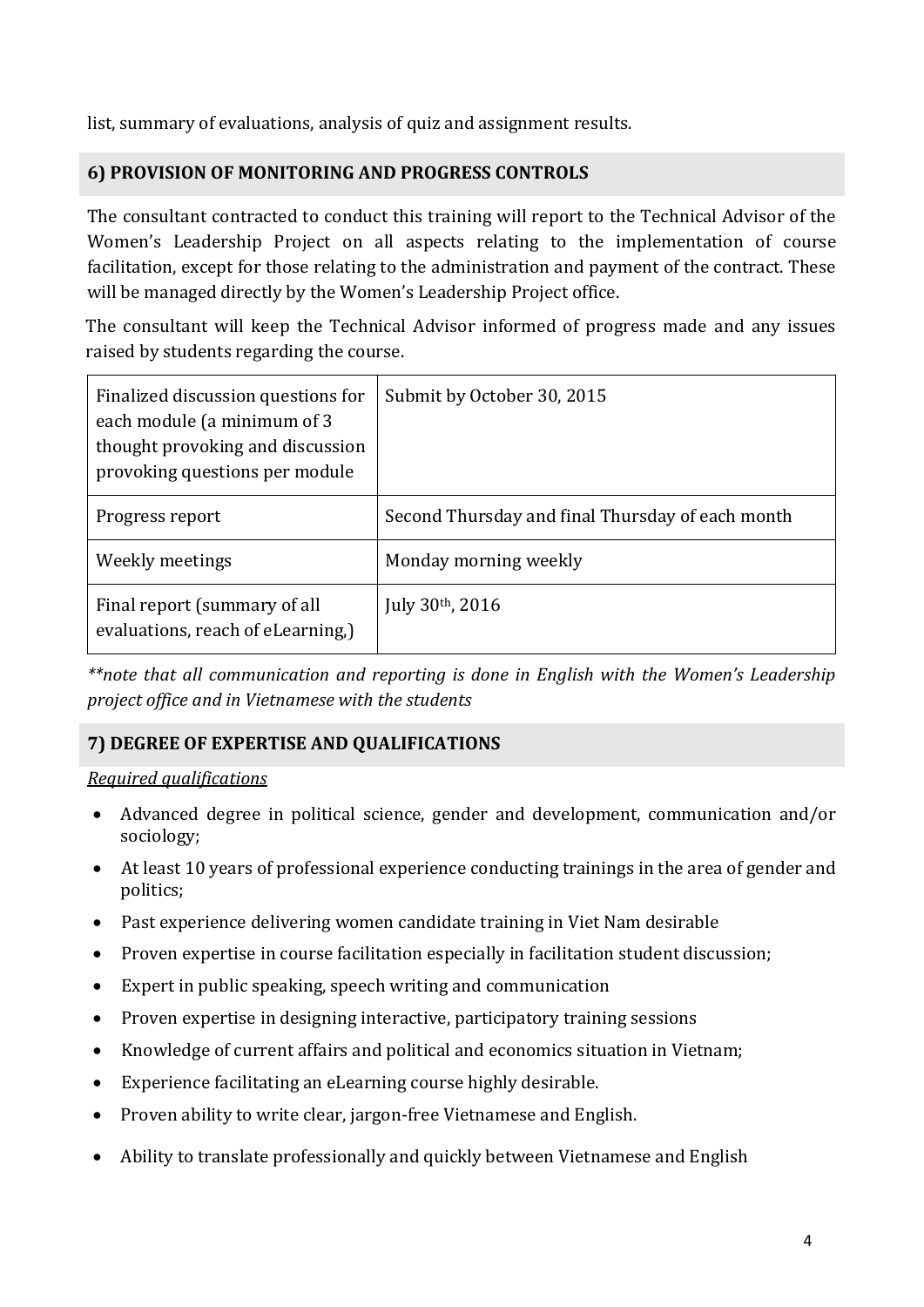list, summary of evaluations, analysis of quiz and assignment results.

## 6) PROVISION OF MONITORING AND PROGRESS CONTROLS

The consultant contracted to conduct this training will report to the Technical Advisor of the Women's Leadership Project on all aspects relating to the implementation of course facilitation, except for those relating to the administration and payment of the contract. These will be managed directly by the Women's Leadership Project office.

The consultant will keep the Technical Advisor informed of progress made and any issues raised by students regarding the course.

| | |
|---|---|
| Finalized discussion questions for each module (a minimum of 3 thought provoking and discussion provoking questions per module | Submit by October 30, 2015 |
| Progress report | Second Thursday and final Thursday of each month |
| Weekly meetings | Monday morning weekly |
| Final report (summary of all evaluations, reach of eLearning,) | July 30th, 2016 |

*\*\*note that all communication and reporting is done in English with the Women's Leadership project office and in Vietnamese with the students*

## 7) DEGREE OF EXPERTISE AND QUALIFICATIONS

*Required qualifications*

- Advanced degree in political science, gender and development, communication and/or sociology;
- At least 10 years of professional experience conducting trainings in the area of gender and politics;
- Past experience delivering women candidate training in Viet Nam desirable
- Proven expertise in course facilitation especially in facilitation student discussion;
- Expert in public speaking, speech writing and communication
- Proven expertise in designing interactive, participatory training sessions
- Knowledge of current affairs and political and economics situation in Vietnam;
- Experience facilitating an eLearning course highly desirable.
- Proven ability to write clear, jargon-free Vietnamese and English.
- Ability to translate professionally and quickly between Vietnamese and English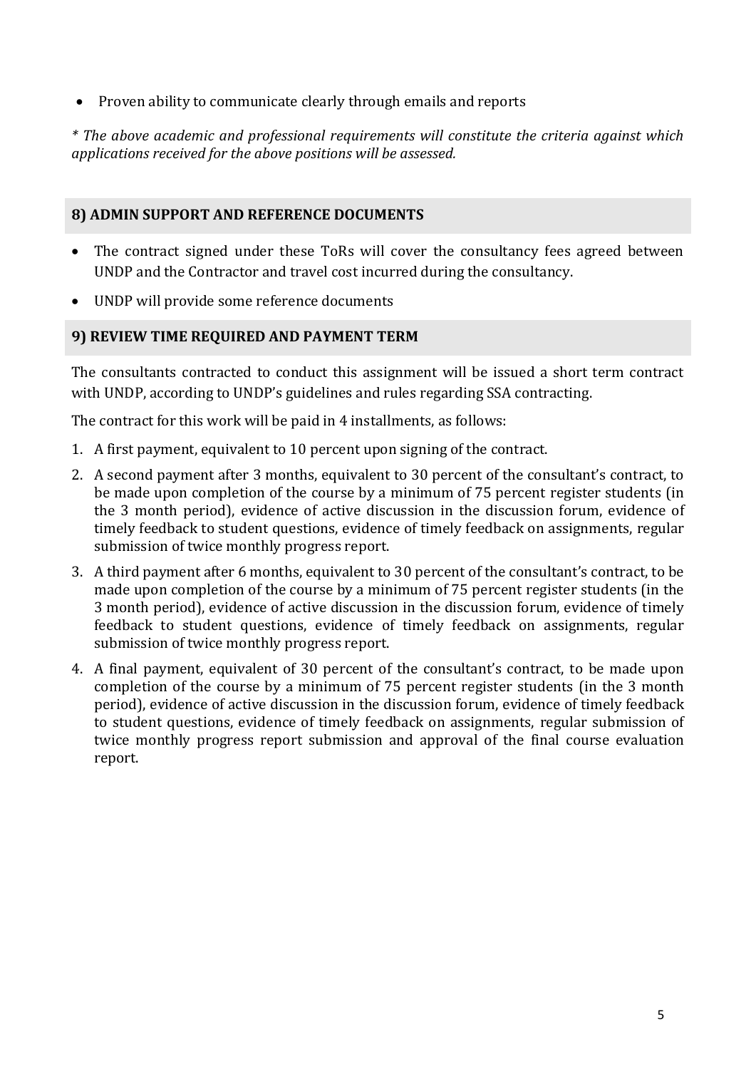- Proven ability to communicate clearly through emails and reports

*\* The above academic and professional requirements will constitute the criteria against which applications received for the above positions will be assessed.*

## 8) ADMIN SUPPORT AND REFERENCE DOCUMENTS

- The contract signed under these ToRs will cover the consultancy fees agreed between UNDP and the Contractor and travel cost incurred during the consultancy.
- UNDP will provide some reference documents

## 9) REVIEW TIME REQUIRED AND PAYMENT TERM

The consultants contracted to conduct this assignment will be issued a short term contract with UNDP, according to UNDP's guidelines and rules regarding SSA contracting.

The contract for this work will be paid in 4 installments, as follows:

1. A first payment, equivalent to 10 percent upon signing of the contract.
2. A second payment after 3 months, equivalent to 30 percent of the consultant's contract, to be made upon completion of the course by a minimum of 75 percent register students (in the 3 month period), evidence of active discussion in the discussion forum, evidence of timely feedback to student questions, evidence of timely feedback on assignments, regular submission of twice monthly progress report.
3. A third payment after 6 months, equivalent to 30 percent of the consultant's contract, to be made upon completion of the course by a minimum of 75 percent register students (in the 3 month period), evidence of active discussion in the discussion forum, evidence of timely feedback to student questions, evidence of timely feedback on assignments, regular submission of twice monthly progress report.
4. A final payment, equivalent of 30 percent of the consultant's contract, to be made upon completion of the course by a minimum of 75 percent register students (in the 3 month period), evidence of active discussion in the discussion forum, evidence of timely feedback to student questions, evidence of timely feedback on assignments, regular submission of twice monthly progress report submission and approval of the final course evaluation report.